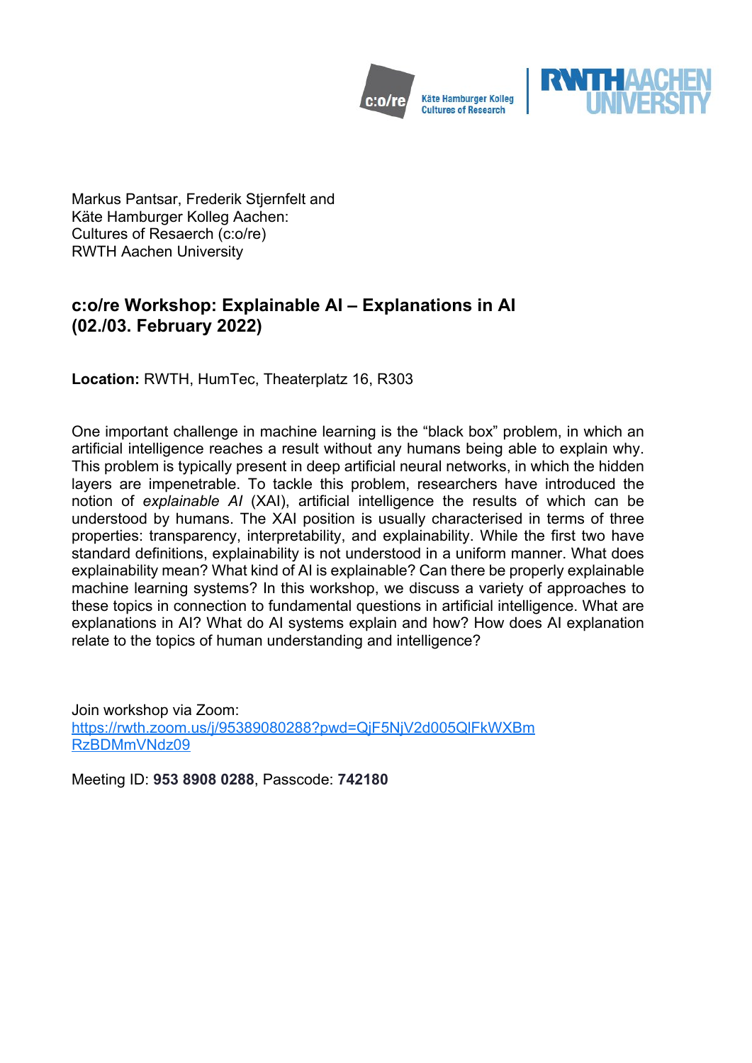Markus Pantsar, Frederik Stjernfelt and
Käte Hamburger Kolleg Aachen:
Cultures of Resaerch (c:o/re)
RWTH Aachen University

## c:o/re Workshop: Explainable AI – Explanations in AI (02./03. February 2022)

**Location:** RWTH, HumTec, Theaterplatz 16, R303

One important challenge in machine learning is the "black box" problem, in which an artificial intelligence reaches a result without any humans being able to explain why. This problem is typically present in deep artificial neural networks, in which the hidden layers are impenetrable. To tackle this problem, researchers have introduced the notion of *explainable AI* (XAI), artificial intelligence the results of which can be understood by humans. The XAI position is usually characterised in terms of three properties: transparency, interpretability, and explainability. While the first two have standard definitions, explainability is not understood in a uniform manner. What does explainability mean? What kind of AI is explainable? Can there be properly explainable machine learning systems? In this workshop, we discuss a variety of approaches to these topics in connection to fundamental questions in artificial intelligence. What are explanations in AI? What do AI systems explain and how? How does AI explanation relate to the topics of human understanding and intelligence?

Join workshop via Zoom:
[https://rwth.zoom.us/j/95389080288?pwd=QjF5NjV2d005QlFkWXBmRzBDMmVNdz09](https://rwth.zoom.us/j/95389080288?pwd=QjF5NjV2d005QlFkWXBmRzBDMmVNdz09)

Meeting ID: **953 8908 0288**, Passcode: **742180**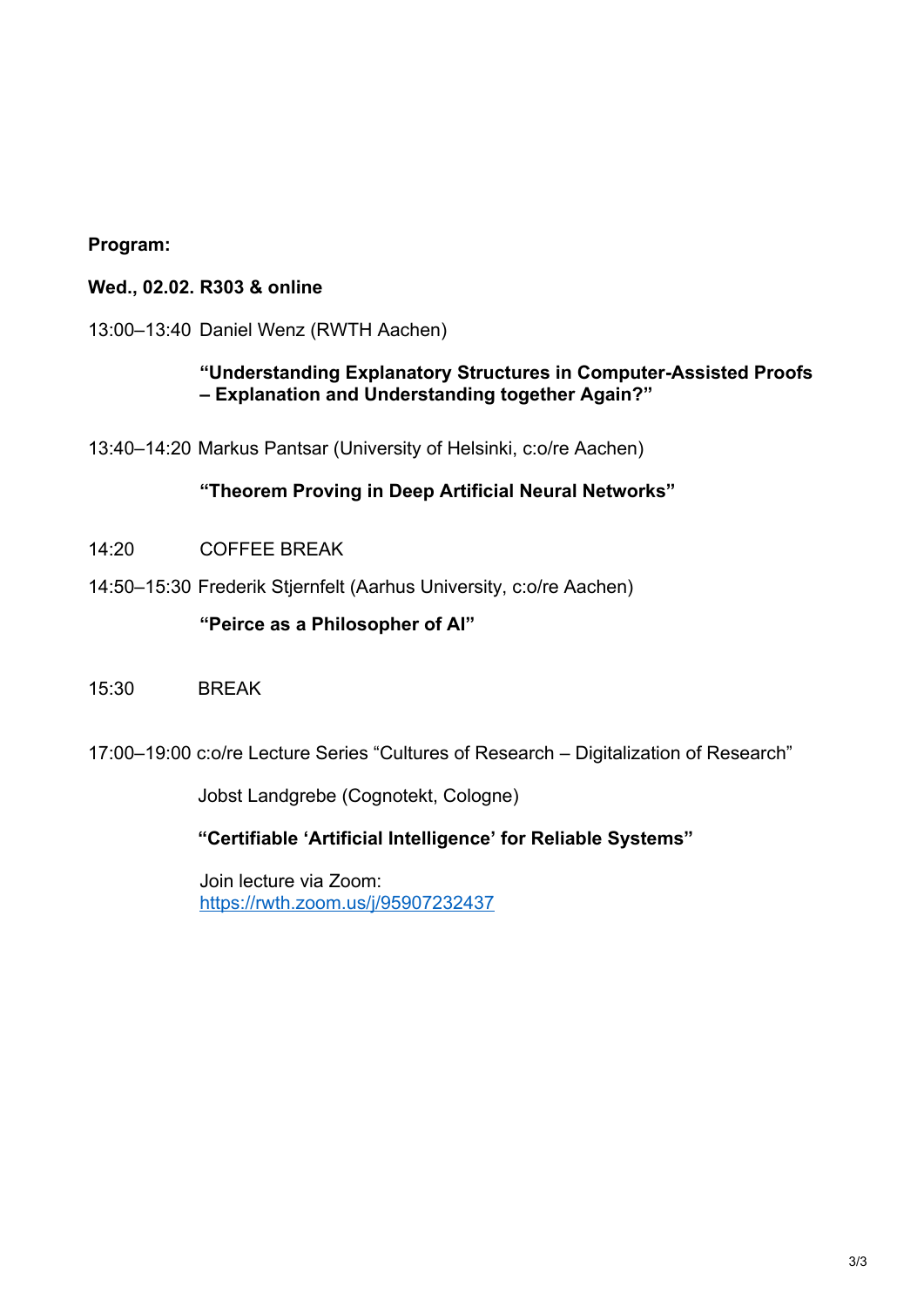**Program:**

**Wed., 02.02. R303 & online**

13:00–13:40 Daniel Wenz (RWTH Aachen)

**“Understanding Explanatory Structures in Computer-Assisted Proofs – Explanation and Understanding together Again?”**

13:40–14:20 Markus Pantsar (University of Helsinki, c:o/re Aachen)

**“Theorem Proving in Deep Artificial Neural Networks”**

14:20 COFFEE BREAK

14:50–15:30 Frederik Stjernfelt (Aarhus University, c:o/re Aachen)

**“Peirce as a Philosopher of AI”**

15:30 BREAK

17:00–19:00 c:o/re Lecture Series “Cultures of Research – Digitalization of Research”

Jobst Landgrebe (Cognotekt, Cologne)

**“Certifiable ‘Artificial Intelligence’ for Reliable Systems”**

Join lecture via Zoom:
https://rwth.zoom.us/j/95907232437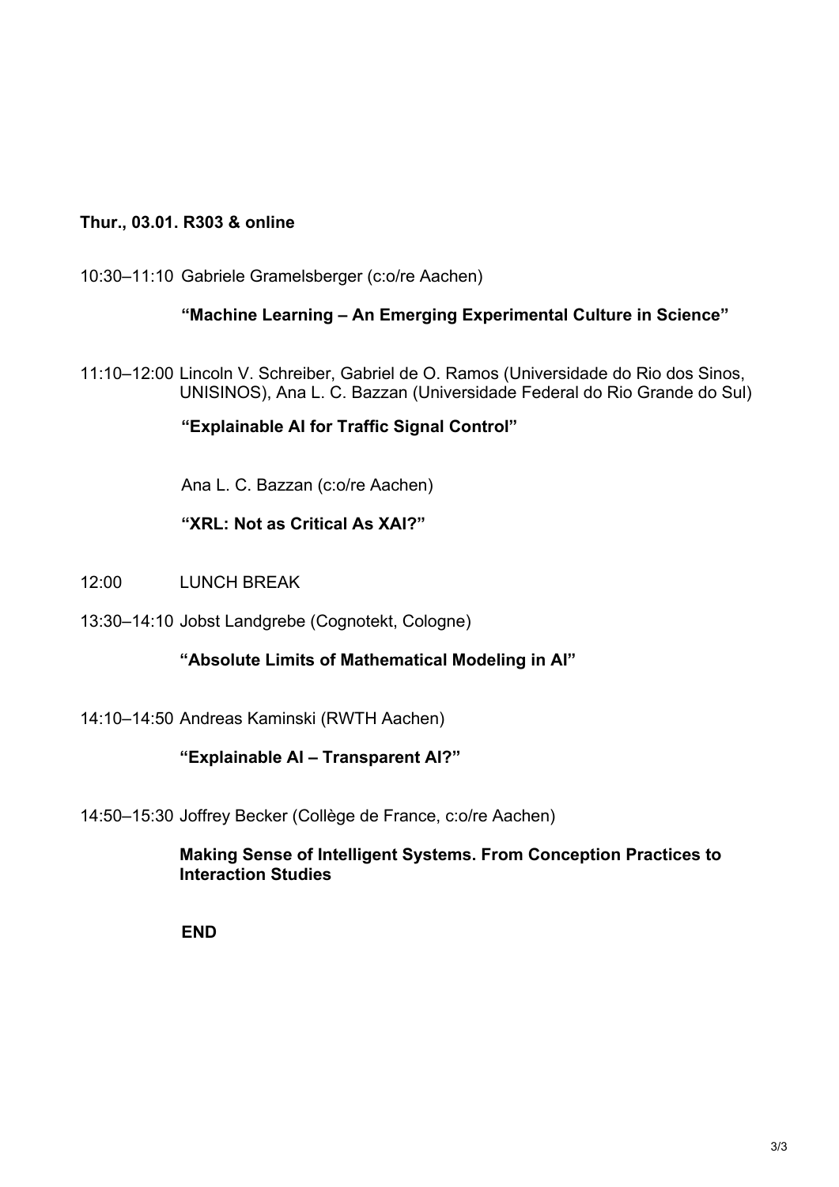**Thur., 03.01. R303 & online**

10:30–11:10 Gabriele Gramelsberger (c:o/re Aachen)

**"Machine Learning – An Emerging Experimental Culture in Science"**

11:10–12:00 Lincoln V. Schreiber, Gabriel de O. Ramos (Universidade do Rio dos Sinos, UNISINOS), Ana L. C. Bazzan (Universidade Federal do Rio Grande do Sul)

**"Explainable AI for Traffic Signal Control"**

Ana L. C. Bazzan (c:o/re Aachen)

**"XRL: Not as Critical As XAI?"**

12:00 LUNCH BREAK

13:30–14:10 Jobst Landgrebe (Cognotekt, Cologne)

**"Absolute Limits of Mathematical Modeling in AI"**

14:10–14:50 Andreas Kaminski (RWTH Aachen)

**"Explainable AI – Transparent AI?"**

14:50–15:30 Joffrey Becker (Collège de France, c:o/re Aachen)

**Making Sense of Intelligent Systems. From Conception Practices to Interaction Studies**

**END**